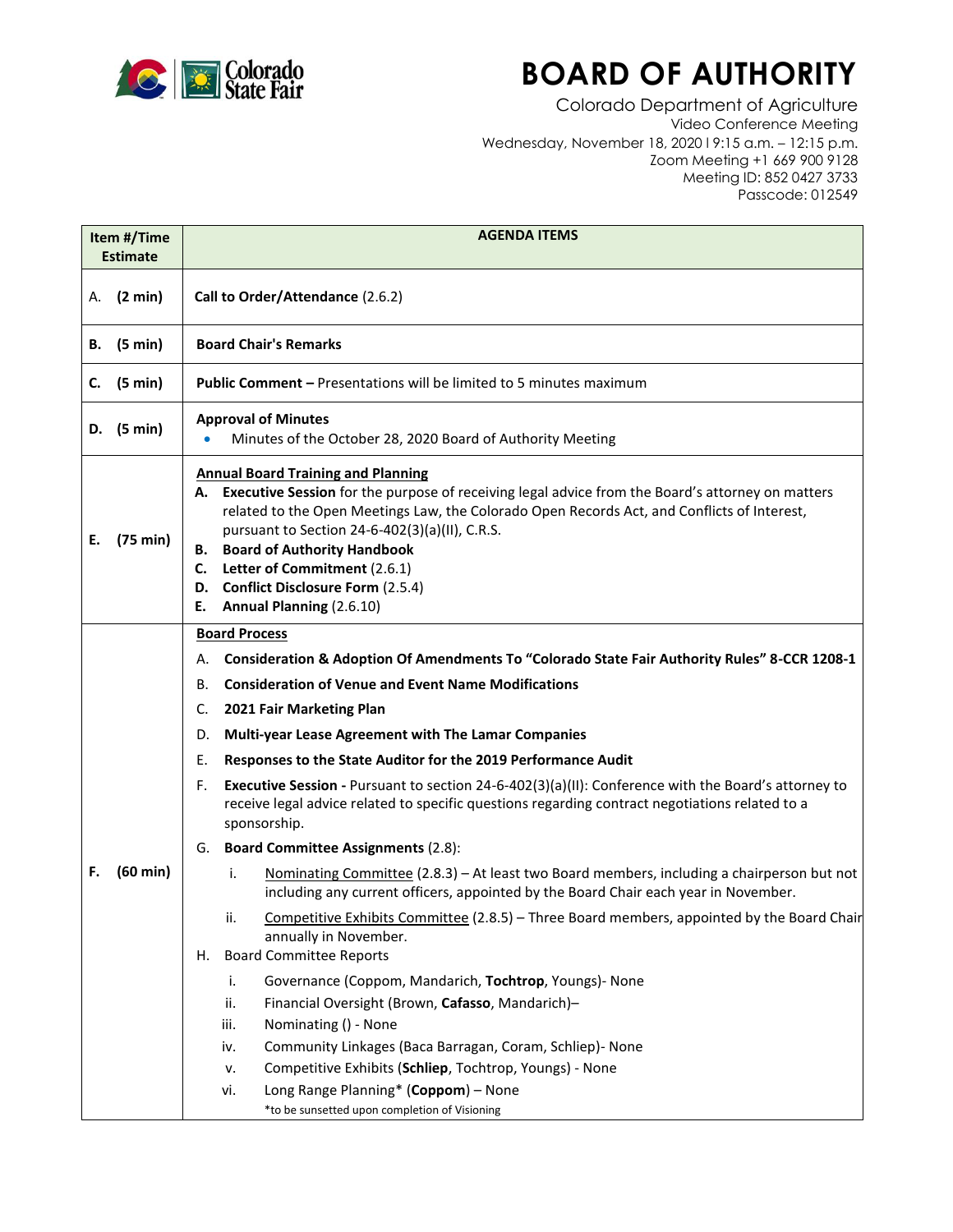# BOARD OF AUTHORITY

Colorado Department of Agriculture
Video Conference Meeting
Wednesday, November 18, 2020 | 9:15 a.m. – 12:15 p.m.
Zoom Meeting +1 669 900 9128
Meeting ID: 852 0427 3733
Passcode: 012549

| Item #/Time Estimate | AGENDA ITEMS |
|---|---|
| A. **(2 min)** | **Call to Order/Attendance** (2.6.2) |
| **B. (5 min)** | **Board Chair's Remarks** |
| **C. (5 min)** | **Public Comment –** Presentations will be limited to 5 minutes maximum |
| **D. (5 min)** | **Approval of Minutes**<br>• Minutes of the October 28, 2020 Board of Authority Meeting |
| **E. (75 min)** | **Annual Board Training and Planning**<br>**A. Executive Session** for the purpose of receiving legal advice from the Board's attorney on matters related to the Open Meetings Law, the Colorado Open Records Act, and Conflicts of Interest, pursuant to Section 24-6-402(3)(a)(II), C.R.S.<br>**B. Board of Authority Handbook**<br>**C. Letter of Commitment** (2.6.1)<br>**D. Conflict Disclosure Form** (2.5.4)<br>**E. Annual Planning** (2.6.10) |
| **F. (60 min)** | **Board Process**<br>A. **Consideration & Adoption Of Amendments To "Colorado State Fair Authority Rules" 8-CCR 1208-1**<br>B. **Consideration of Venue and Event Name Modifications**<br>C. **2021 Fair Marketing Plan**<br>D. **Multi-year Lease Agreement with The Lamar Companies**<br>E. **Responses to the State Auditor for the 2019 Performance Audit**<br>F. **Executive Session -** Pursuant to section 24-6-402(3)(a)(II): Conference with the Board's attorney to receive legal advice related to specific questions regarding contract negotiations related to a sponsorship.<br>G. **Board Committee Assignments** (2.8):<br>i. Nominating Committee (2.8.3) – At least two Board members, including a chairperson but not including any current officers, appointed by the Board Chair each year in November.<br>ii. Competitive Exhibits Committee (2.8.5) – Three Board members, appointed by the Board Chair annually in November.<br>H. Board Committee Reports<br>i. Governance (Coppom, Mandarich, **Tochtrop**, Youngs)- None<br>ii. Financial Oversight (Brown, **Cafasso**, Mandarich)–<br>iii. Nominating () - None<br>iv. Community Linkages (Baca Barragan, Coram, Schliep)- None<br>v. Competitive Exhibits (**Schliep**, Tochtrop, Youngs) - None<br>vi. Long Range Planning* (**Coppom**) – None<br>*to be sunsetted upon completion of Visioning |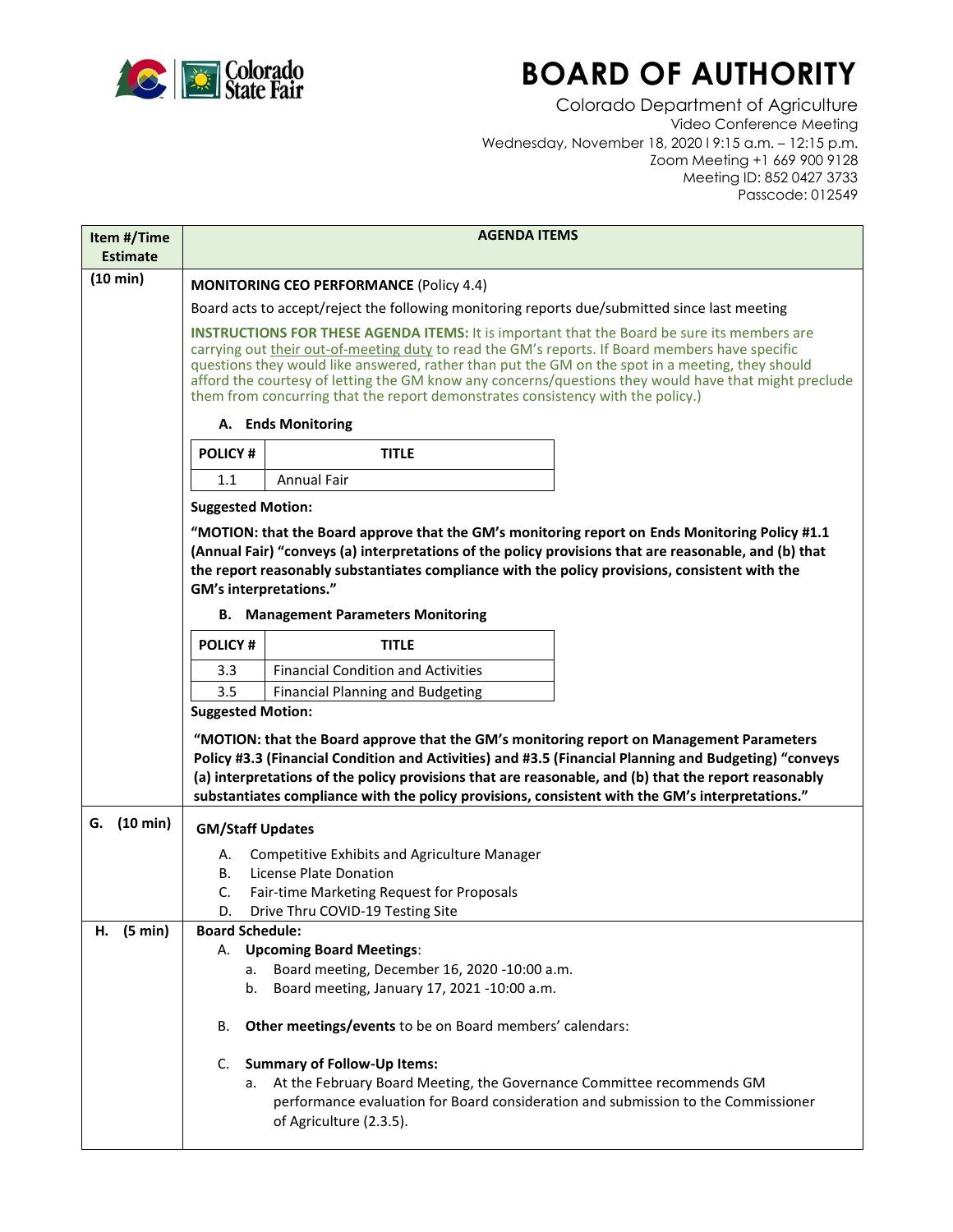# BOARD OF AUTHORITY

Colorado Department of Agriculture
Video Conference Meeting
Wednesday, November 18, 2020 | 9:15 a.m. – 12:15 p.m.
Zoom Meeting +1 669 900 9128
Meeting ID: 852 0427 3733
Passcode: 012549

| Item #/Time Estimate | AGENDA ITEMS |
|---|---|
| (10 min) | **MONITORING CEO PERFORMANCE** (Policy 4.4)<br>Board acts to accept/reject the following monitoring reports due/submitted since last meeting<br>**INSTRUCTIONS FOR THESE AGENDA ITEMS:** It is important that the Board be sure its members are carrying out their out-of-meeting duty to read the GM's reports. If Board members have specific questions they would like answered, rather than put the GM on the spot in a meeting, they should afford the courtesy of letting the GM know any concerns/questions they would have that might preclude them from concurring that the report demonstrates consistency with the policy.)<br>**A. Ends Monitoring**<br>POLICY # 1.1 – Annual Fair<br>**Suggested Motion:**<br>**"MOTION: that the Board approve that the GM's monitoring report on Ends Monitoring Policy #1.1 (Annual Fair) "conveys (a) interpretations of the policy provisions that are reasonable, and (b) that the report reasonably substantiates compliance with the policy provisions, consistent with the GM's interpretations."**<br>**B. Management Parameters Monitoring**<br>POLICY # 3.3 – Financial Condition and Activities<br>POLICY # 3.5 – Financial Planning and Budgeting<br>**Suggested Motion:**<br>**"MOTION: that the Board approve that the GM's monitoring report on Management Parameters Policy #3.3 (Financial Condition and Activities) and #3.5 (Financial Planning and Budgeting) "conveys (a) interpretations of the policy provisions that are reasonable, and (b) that the report reasonably substantiates compliance with the policy provisions, consistent with the GM's interpretations."** |
| **G. (10 min)** | **GM/Staff Updates**<br>A. Competitive Exhibits and Agriculture Manager<br>B. License Plate Donation<br>C. Fair-time Marketing Request for Proposals<br>D. Drive Thru COVID-19 Testing Site |
| **H. (5 min)** | **Board Schedule:**<br>A. **Upcoming Board Meetings**:<br>a. Board meeting, December 16, 2020 -10:00 a.m.<br>b. Board meeting, January 17, 2021 -10:00 a.m.<br>B. **Other meetings/events** to be on Board members' calendars:<br>C. **Summary of Follow-Up Items:**<br>a. At the February Board Meeting, the Governance Committee recommends GM performance evaluation for Board consideration and submission to the Commissioner of Agriculture (2.3.5). |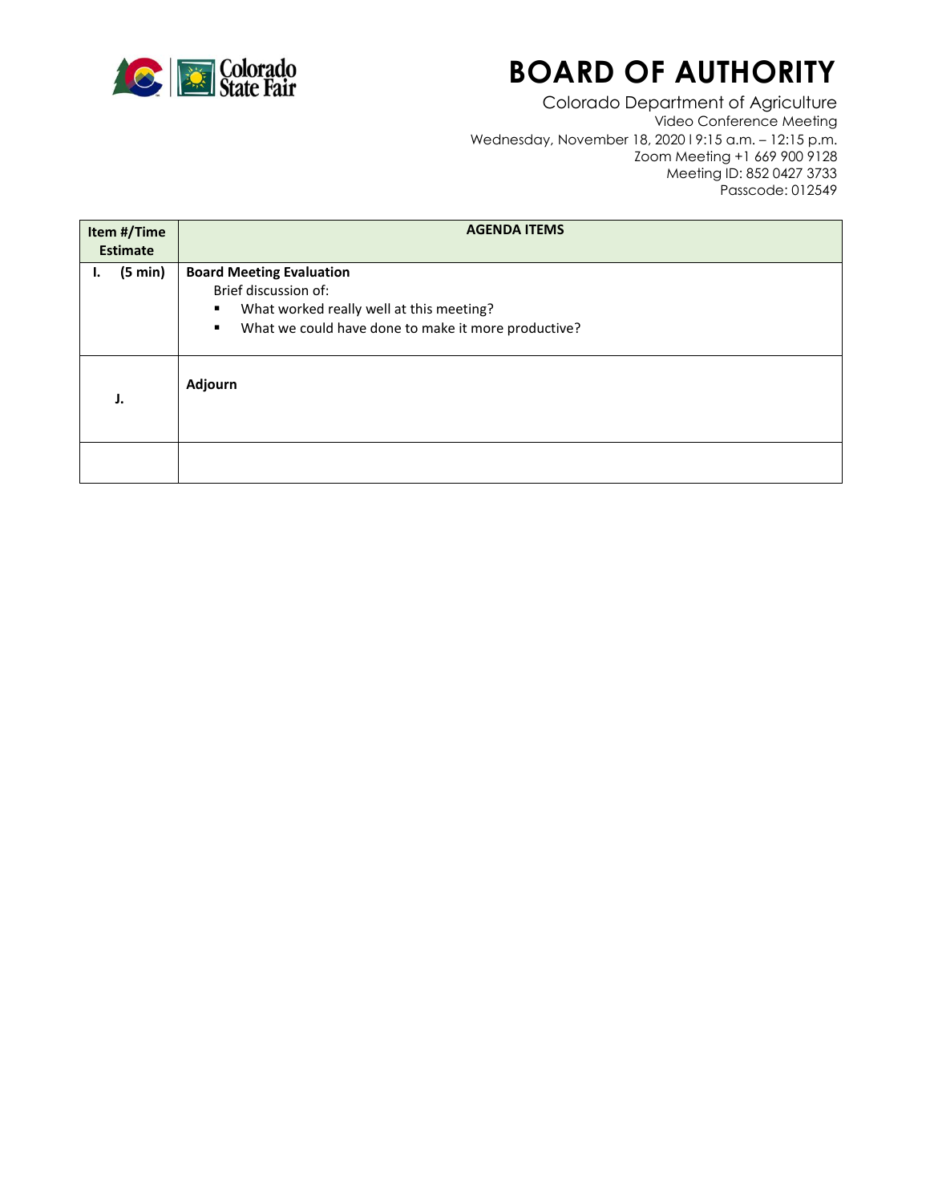# BOARD OF AUTHORITY

Colorado Department of Agriculture
Video Conference Meeting
Wednesday, November 18, 2020 | 9:15 a.m. – 12:15 p.m.
Zoom Meeting +1 669 900 9128
Meeting ID: 852 0427 3733
Passcode: 012549

| Item #/Time Estimate | AGENDA ITEMS |
|---|---|
| I. (5 min) | **Board Meeting Evaluation**<br>Brief discussion of:<br>▪ What worked really well at this meeting?<br>▪ What we could have done to make it more productive? |
| J. | **Adjourn** |
| | |